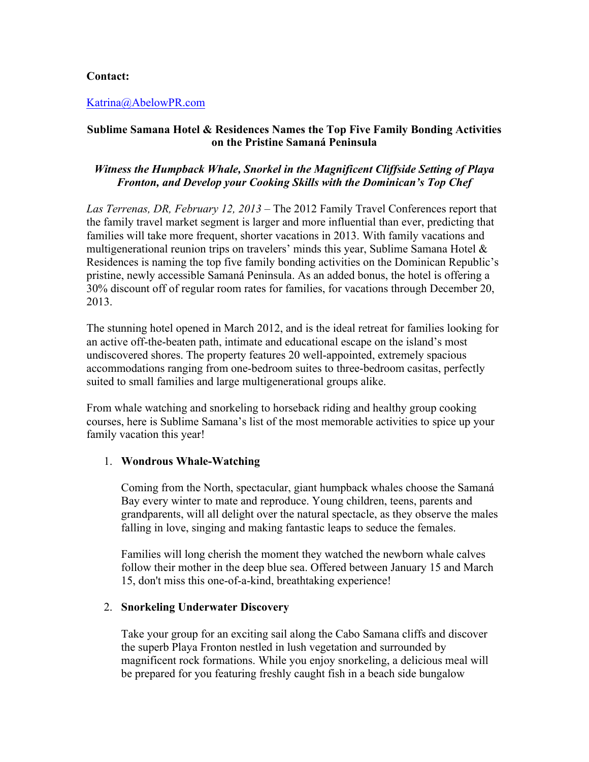**Contact:**

[Katrina@AbelowPR.com](mailto:Katrina@AbelowPR.com)

# Sublime Samana Hotel & Residences Names the Top Five Family Bonding Activities on the Pristine Samaná Peninsula

***Witness the Humpback Whale, Snorkel in the Magnificent Cliffside Setting of Playa Fronton, and Develop your Cooking Skills with the Dominican's Top Chef***

*Las Terrenas, DR, February 12, 2013* – The 2012 Family Travel Conferences report that the family travel market segment is larger and more influential than ever, predicting that families will take more frequent, shorter vacations in 2013. With family vacations and multigenerational reunion trips on travelers' minds this year, Sublime Samana Hotel & Residences is naming the top five family bonding activities on the Dominican Republic's pristine, newly accessible Samaná Peninsula. As an added bonus, the hotel is offering a 30% discount off of regular room rates for families, for vacations through December 20, 2013.

The stunning hotel opened in March 2012, and is the ideal retreat for families looking for an active off-the-beaten path, intimate and educational escape on the island's most undiscovered shores. The property features 20 well-appointed, extremely spacious accommodations ranging from one-bedroom suites to three-bedroom casitas, perfectly suited to small families and large multigenerational groups alike.

From whale watching and snorkeling to horseback riding and healthy group cooking courses, here is Sublime Samana's list of the most memorable activities to spice up your family vacation this year!

1. **Wondrous Whale-Watching**

   Coming from the North, spectacular, giant humpback whales choose the Samaná Bay every winter to mate and reproduce. Young children, teens, parents and grandparents, will all delight over the natural spectacle, as they observe the males falling in love, singing and making fantastic leaps to seduce the females.

   Families will long cherish the moment they watched the newborn whale calves follow their mother in the deep blue sea. Offered between January 15 and March 15, don't miss this one-of-a-kind, breathtaking experience!

2. **Snorkeling Underwater Discovery**

   Take your group for an exciting sail along the Cabo Samana cliffs and discover the superb Playa Fronton nestled in lush vegetation and surrounded by magnificent rock formations. While you enjoy snorkeling, a delicious meal will be prepared for you featuring freshly caught fish in a beach side bungalow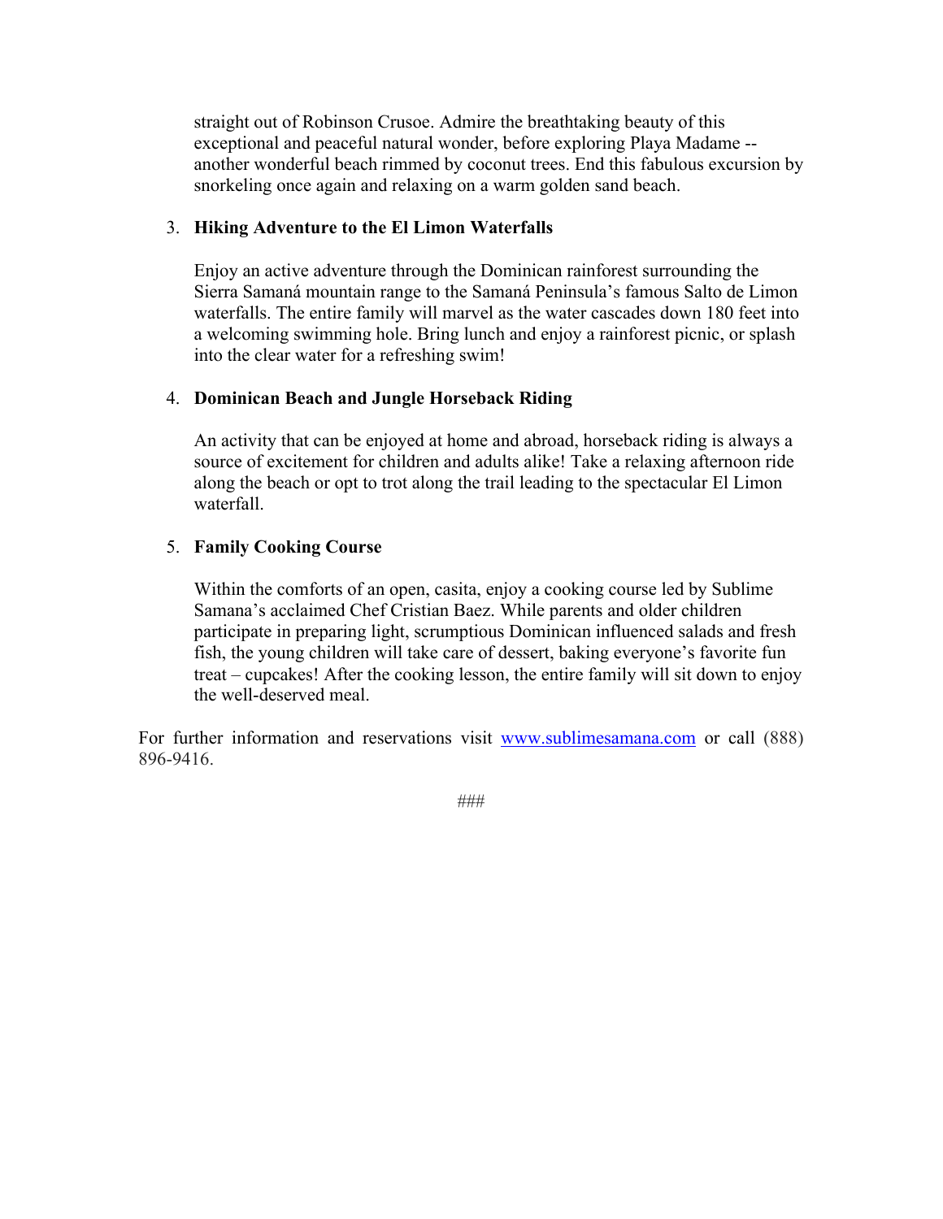straight out of Robinson Crusoe. Admire the breathtaking beauty of this exceptional and peaceful natural wonder, before exploring Playa Madame -- another wonderful beach rimmed by coconut trees. End this fabulous excursion by snorkeling once again and relaxing on a warm golden sand beach.

3. **Hiking Adventure to the El Limon Waterfalls**

   Enjoy an active adventure through the Dominican rainforest surrounding the Sierra Samaná mountain range to the Samaná Peninsula's famous Salto de Limon waterfalls. The entire family will marvel as the water cascades down 180 feet into a welcoming swimming hole. Bring lunch and enjoy a rainforest picnic, or splash into the clear water for a refreshing swim!

4. **Dominican Beach and Jungle Horseback Riding**

   An activity that can be enjoyed at home and abroad, horseback riding is always a source of excitement for children and adults alike! Take a relaxing afternoon ride along the beach or opt to trot along the trail leading to the spectacular El Limon waterfall.

5. **Family Cooking Course**

   Within the comforts of an open, casita, enjoy a cooking course led by Sublime Samana's acclaimed Chef Cristian Baez. While parents and older children participate in preparing light, scrumptious Dominican influenced salads and fresh fish, the young children will take care of dessert, baking everyone's favorite fun treat – cupcakes! After the cooking lesson, the entire family will sit down to enjoy the well-deserved meal.

For further information and reservations visit [www.sublimesamana.com](http://www.sublimesamana.com) or call (888) 896-9416.

###